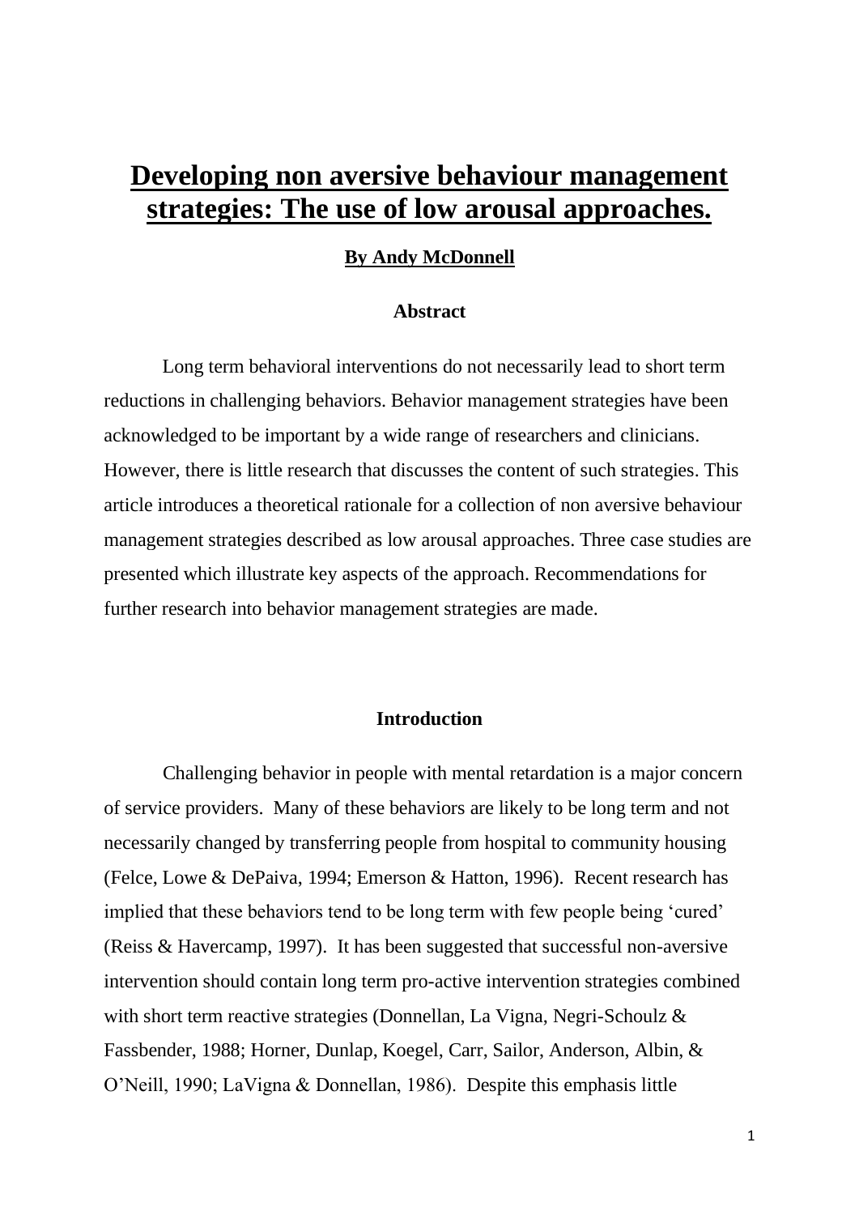# Developing non aversive behaviour management strategies: The use of low arousal approaches.

**By Andy McDonnell**

### Abstract

Long term behavioral interventions do not necessarily lead to short term reductions in challenging behaviors. Behavior management strategies have been acknowledged to be important by a wide range of researchers and clinicians. However, there is little research that discusses the content of such strategies. This article introduces a theoretical rationale for a collection of non aversive behaviour management strategies described as low arousal approaches. Three case studies are presented which illustrate key aspects of the approach. Recommendations for further research into behavior management strategies are made.

### Introduction

Challenging behavior in people with mental retardation is a major concern of service providers. Many of these behaviors are likely to be long term and not necessarily changed by transferring people from hospital to community housing (Felce, Lowe & DePaiva, 1994; Emerson & Hatton, 1996). Recent research has implied that these behaviors tend to be long term with few people being 'cured' (Reiss & Havercamp, 1997). It has been suggested that successful non-aversive intervention should contain long term pro-active intervention strategies combined with short term reactive strategies (Donnellan, La Vigna, Negri-Schoulz & Fassbender, 1988; Horner, Dunlap, Koegel, Carr, Sailor, Anderson, Albin, & O'Neill, 1990; LaVigna & Donnellan, 1986). Despite this emphasis little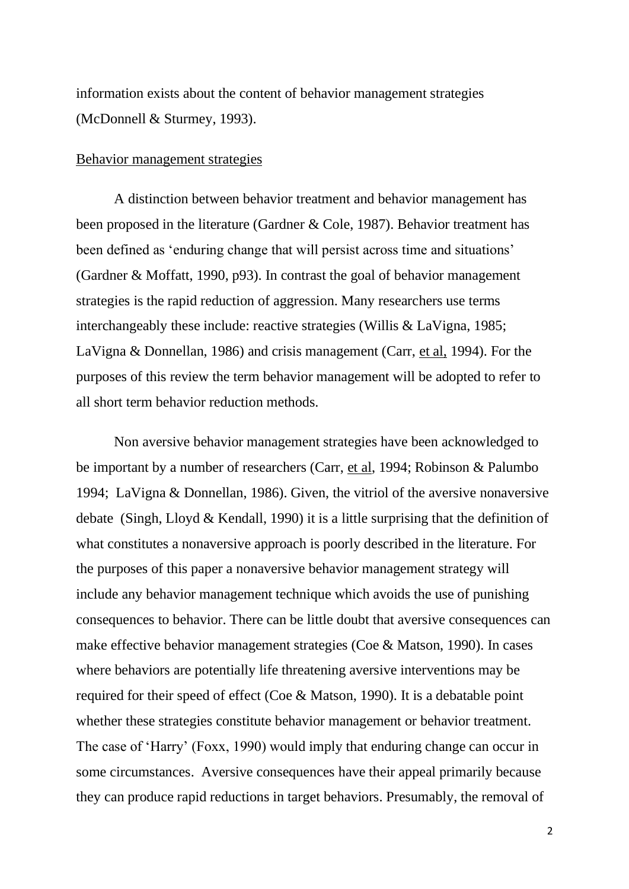information exists about the content of behavior management strategies (McDonnell & Sturmey, 1993).

<u>Behavior management strategies</u>

A distinction between behavior treatment and behavior management has been proposed in the literature (Gardner & Cole, 1987). Behavior treatment has been defined as 'enduring change that will persist across time and situations' (Gardner & Moffatt, 1990, p93). In contrast the goal of behavior management strategies is the rapid reduction of aggression. Many researchers use terms interchangeably these include: reactive strategies (Willis & LaVigna, 1985; LaVigna & Donnellan, 1986) and crisis management (Carr, <u>et al,</u> 1994). For the purposes of this review the term behavior management will be adopted to refer to all short term behavior reduction methods.

Non aversive behavior management strategies have been acknowledged to be important by a number of researchers (Carr, <u>et al</u>, 1994; Robinson & Palumbo 1994; LaVigna & Donnellan, 1986). Given, the vitriol of the aversive nonaversive debate (Singh, Lloyd & Kendall, 1990) it is a little surprising that the definition of what constitutes a nonaversive approach is poorly described in the literature. For the purposes of this paper a nonaversive behavior management strategy will include any behavior management technique which avoids the use of punishing consequences to behavior. There can be little doubt that aversive consequences can make effective behavior management strategies (Coe & Matson, 1990). In cases where behaviors are potentially life threatening aversive interventions may be required for their speed of effect (Coe & Matson, 1990). It is a debatable point whether these strategies constitute behavior management or behavior treatment. The case of 'Harry' (Foxx, 1990) would imply that enduring change can occur in some circumstances. Aversive consequences have their appeal primarily because they can produce rapid reductions in target behaviors. Presumably, the removal of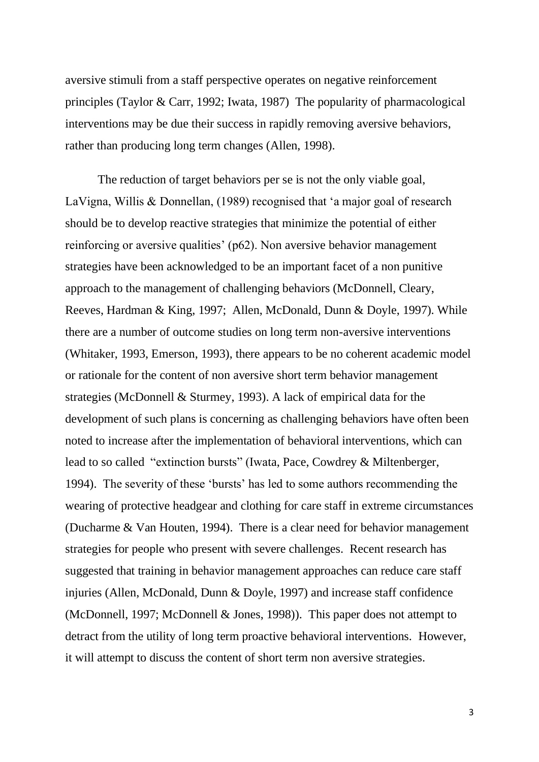aversive stimuli from a staff perspective operates on negative reinforcement principles (Taylor & Carr, 1992; Iwata, 1987) The popularity of pharmacological interventions may be due their success in rapidly removing aversive behaviors, rather than producing long term changes (Allen, 1998).

The reduction of target behaviors per se is not the only viable goal, LaVigna, Willis & Donnellan, (1989) recognised that 'a major goal of research should be to develop reactive strategies that minimize the potential of either reinforcing or aversive qualities' (p62). Non aversive behavior management strategies have been acknowledged to be an important facet of a non punitive approach to the management of challenging behaviors (McDonnell, Cleary, Reeves, Hardman & King, 1997; Allen, McDonald, Dunn & Doyle, 1997). While there are a number of outcome studies on long term non-aversive interventions (Whitaker, 1993, Emerson, 1993), there appears to be no coherent academic model or rationale for the content of non aversive short term behavior management strategies (McDonnell & Sturmey, 1993). A lack of empirical data for the development of such plans is concerning as challenging behaviors have often been noted to increase after the implementation of behavioral interventions, which can lead to so called "extinction bursts" (Iwata, Pace, Cowdrey & Miltenberger, 1994). The severity of these 'bursts' has led to some authors recommending the wearing of protective headgear and clothing for care staff in extreme circumstances (Ducharme & Van Houten, 1994). There is a clear need for behavior management strategies for people who present with severe challenges. Recent research has suggested that training in behavior management approaches can reduce care staff injuries (Allen, McDonald, Dunn & Doyle, 1997) and increase staff confidence (McDonnell, 1997; McDonnell & Jones, 1998)). This paper does not attempt to detract from the utility of long term proactive behavioral interventions. However, it will attempt to discuss the content of short term non aversive strategies.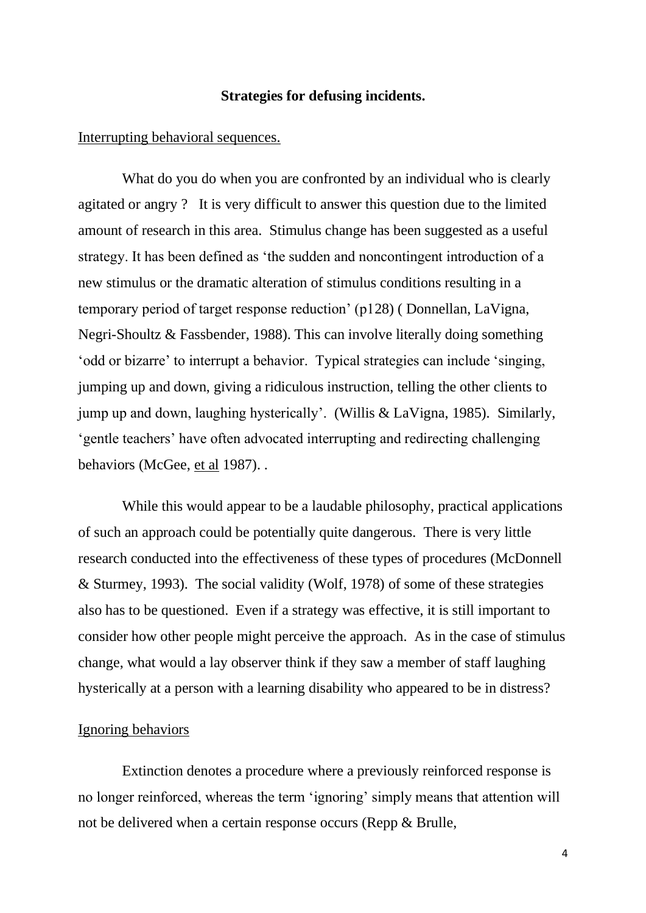**Strategies for defusing incidents.**

Interrupting behavioral sequences.

What do you do when you are confronted by an individual who is clearly agitated or angry ? It is very difficult to answer this question due to the limited amount of research in this area. Stimulus change has been suggested as a useful strategy. It has been defined as 'the sudden and noncontingent introduction of a new stimulus or the dramatic alteration of stimulus conditions resulting in a temporary period of target response reduction' (p128) ( Donnellan, LaVigna, Negri-Shoultz & Fassbender, 1988). This can involve literally doing something 'odd or bizarre' to interrupt a behavior. Typical strategies can include 'singing, jumping up and down, giving a ridiculous instruction, telling the other clients to jump up and down, laughing hysterically'. (Willis & LaVigna, 1985). Similarly, 'gentle teachers' have often advocated interrupting and redirecting challenging behaviors (McGee, et al 1987). .

While this would appear to be a laudable philosophy, practical applications of such an approach could be potentially quite dangerous. There is very little research conducted into the effectiveness of these types of procedures (McDonnell & Sturmey, 1993). The social validity (Wolf, 1978) of some of these strategies also has to be questioned. Even if a strategy was effective, it is still important to consider how other people might perceive the approach. As in the case of stimulus change, what would a lay observer think if they saw a member of staff laughing hysterically at a person with a learning disability who appeared to be in distress?

Ignoring behaviors

Extinction denotes a procedure where a previously reinforced response is no longer reinforced, whereas the term 'ignoring' simply means that attention will not be delivered when a certain response occurs (Repp & Brulle,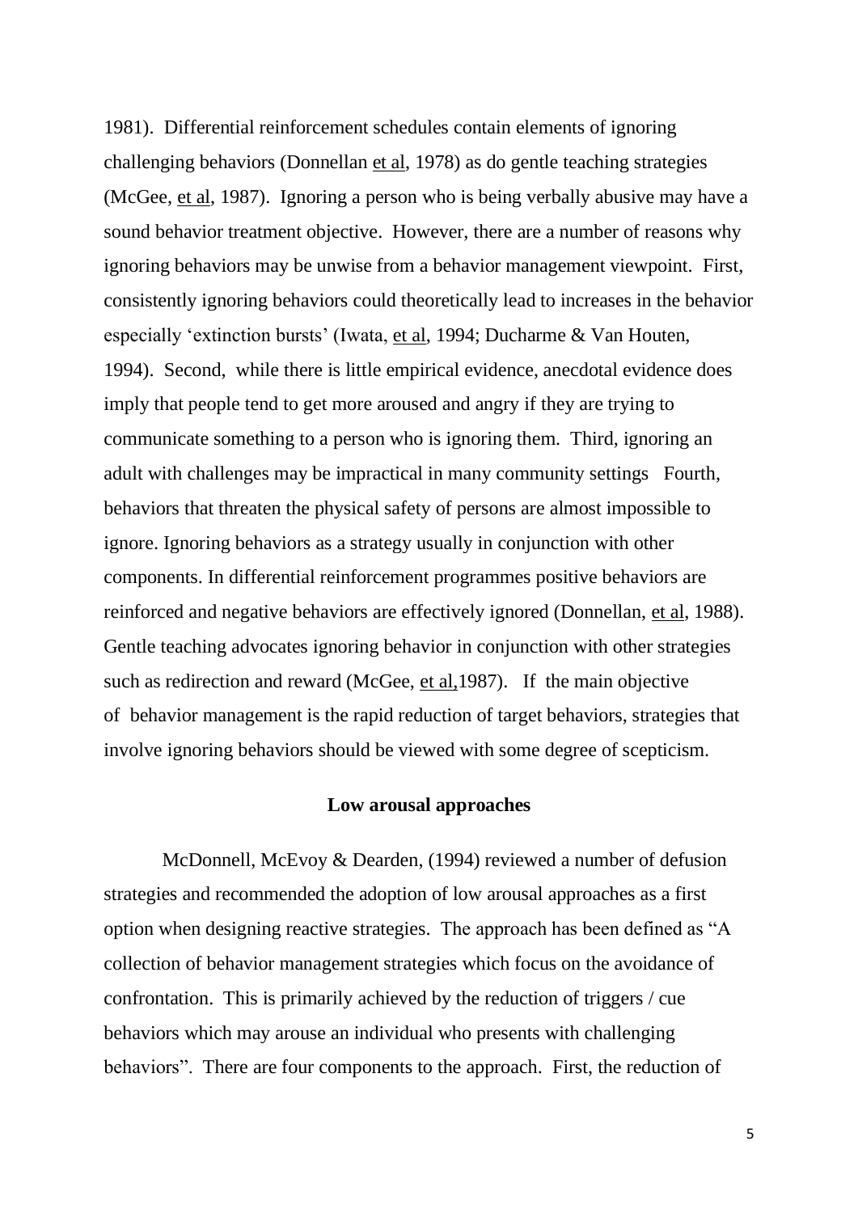1981). Differential reinforcement schedules contain elements of ignoring challenging behaviors (Donnellan et al, 1978) as do gentle teaching strategies (McGee, et al, 1987). Ignoring a person who is being verbally abusive may have a sound behavior treatment objective. However, there are a number of reasons why ignoring behaviors may be unwise from a behavior management viewpoint. First, consistently ignoring behaviors could theoretically lead to increases in the behavior especially 'extinction bursts' (Iwata, et al, 1994; Ducharme & Van Houten, 1994). Second, while there is little empirical evidence, anecdotal evidence does imply that people tend to get more aroused and angry if they are trying to communicate something to a person who is ignoring them. Third, ignoring an adult with challenges may be impractical in many community settings Fourth, behaviors that threaten the physical safety of persons are almost impossible to ignore. Ignoring behaviors as a strategy usually in conjunction with other components. In differential reinforcement programmes positive behaviors are reinforced and negative behaviors are effectively ignored (Donnellan, et al, 1988). Gentle teaching advocates ignoring behavior in conjunction with other strategies such as redirection and reward (McGee, et al,1987). If the main objective of behavior management is the rapid reduction of target behaviors, strategies that involve ignoring behaviors should be viewed with some degree of scepticism.

## Low arousal approaches

McDonnell, McEvoy & Dearden, (1994) reviewed a number of defusion strategies and recommended the adoption of low arousal approaches as a first option when designing reactive strategies. The approach has been defined as "A collection of behavior management strategies which focus on the avoidance of confrontation. This is primarily achieved by the reduction of triggers / cue behaviors which may arouse an individual who presents with challenging behaviors". There are four components to the approach. First, the reduction of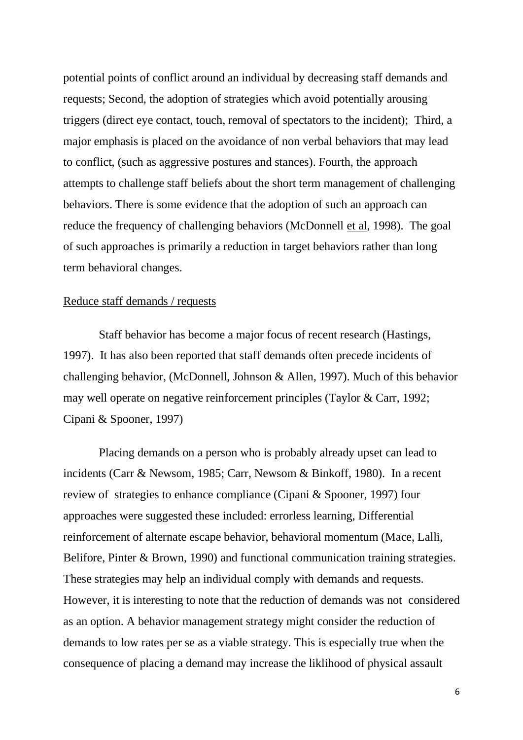potential points of conflict around an individual by decreasing staff demands and requests; Second, the adoption of strategies which avoid potentially arousing triggers (direct eye contact, touch, removal of spectators to the incident); Third, a major emphasis is placed on the avoidance of non verbal behaviors that may lead to conflict, (such as aggressive postures and stances). Fourth, the approach attempts to challenge staff beliefs about the short term management of challenging behaviors. There is some evidence that the adoption of such an approach can reduce the frequency of challenging behaviors (McDonnell et al, 1998). The goal of such approaches is primarily a reduction in target behaviors rather than long term behavioral changes.

Reduce staff demands / requests

Staff behavior has become a major focus of recent research (Hastings, 1997). It has also been reported that staff demands often precede incidents of challenging behavior, (McDonnell, Johnson & Allen, 1997). Much of this behavior may well operate on negative reinforcement principles (Taylor & Carr, 1992; Cipani & Spooner, 1997)

Placing demands on a person who is probably already upset can lead to incidents (Carr & Newsom, 1985; Carr, Newsom & Binkoff, 1980). In a recent review of strategies to enhance compliance (Cipani & Spooner, 1997) four approaches were suggested these included: errorless learning, Differential reinforcement of alternate escape behavior, behavioral momentum (Mace, Lalli, Belifore, Pinter & Brown, 1990) and functional communication training strategies. These strategies may help an individual comply with demands and requests. However, it is interesting to note that the reduction of demands was not considered as an option. A behavior management strategy might consider the reduction of demands to low rates per se as a viable strategy. This is especially true when the consequence of placing a demand may increase the liklihood of physical assault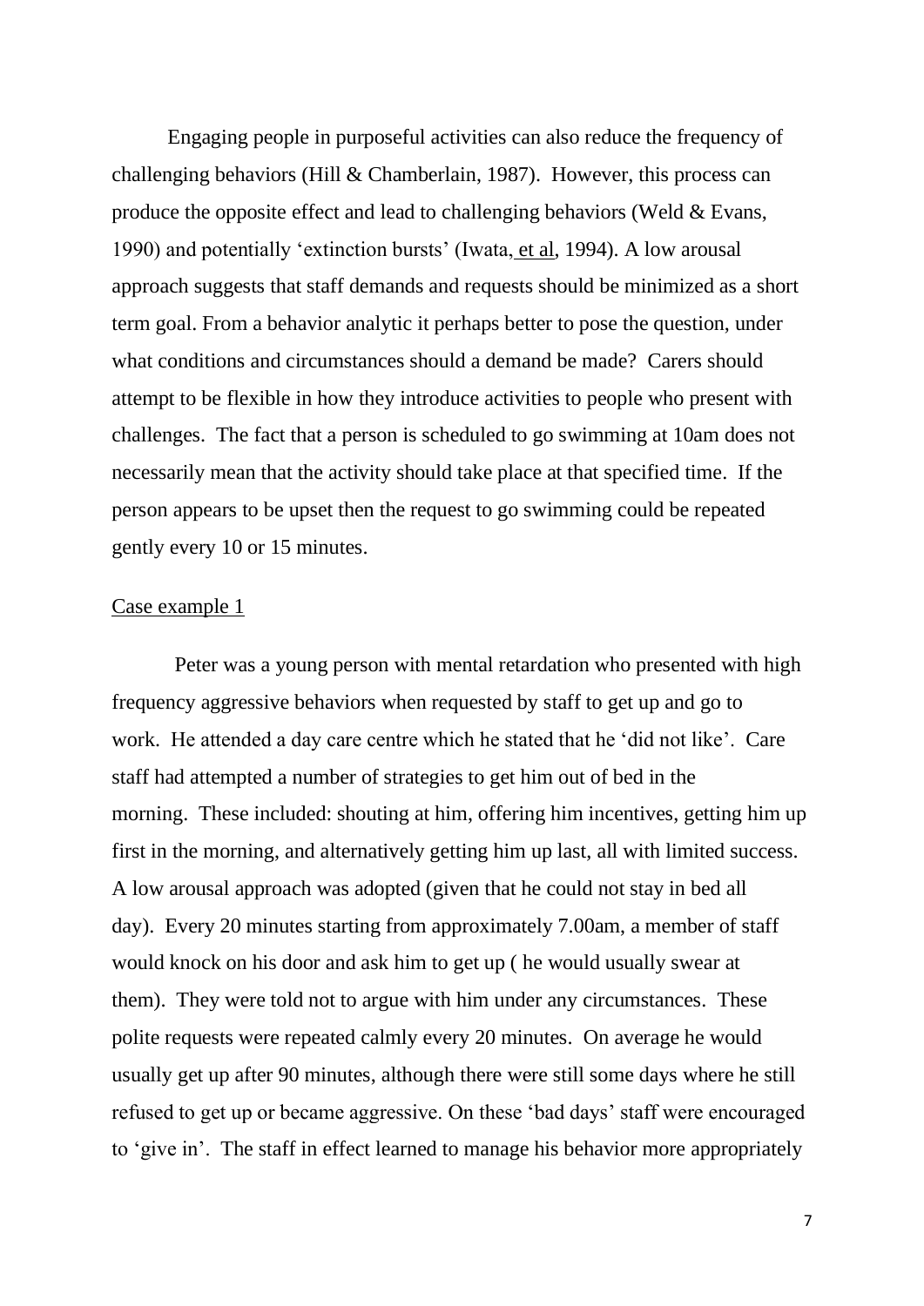Engaging people in purposeful activities can also reduce the frequency of challenging behaviors (Hill & Chamberlain, 1987). However, this process can produce the opposite effect and lead to challenging behaviors (Weld & Evans, 1990) and potentially 'extinction bursts' (Iwata, et al, 1994). A low arousal approach suggests that staff demands and requests should be minimized as a short term goal. From a behavior analytic it perhaps better to pose the question, under what conditions and circumstances should a demand be made? Carers should attempt to be flexible in how they introduce activities to people who present with challenges. The fact that a person is scheduled to go swimming at 10am does not necessarily mean that the activity should take place at that specified time. If the person appears to be upset then the request to go swimming could be repeated gently every 10 or 15 minutes.

Case example 1

Peter was a young person with mental retardation who presented with high frequency aggressive behaviors when requested by staff to get up and go to work. He attended a day care centre which he stated that he 'did not like'. Care staff had attempted a number of strategies to get him out of bed in the morning. These included: shouting at him, offering him incentives, getting him up first in the morning, and alternatively getting him up last, all with limited success. A low arousal approach was adopted (given that he could not stay in bed all day). Every 20 minutes starting from approximately 7.00am, a member of staff would knock on his door and ask him to get up ( he would usually swear at them). They were told not to argue with him under any circumstances. These polite requests were repeated calmly every 20 minutes. On average he would usually get up after 90 minutes, although there were still some days where he still refused to get up or became aggressive. On these 'bad days' staff were encouraged to 'give in'. The staff in effect learned to manage his behavior more appropriately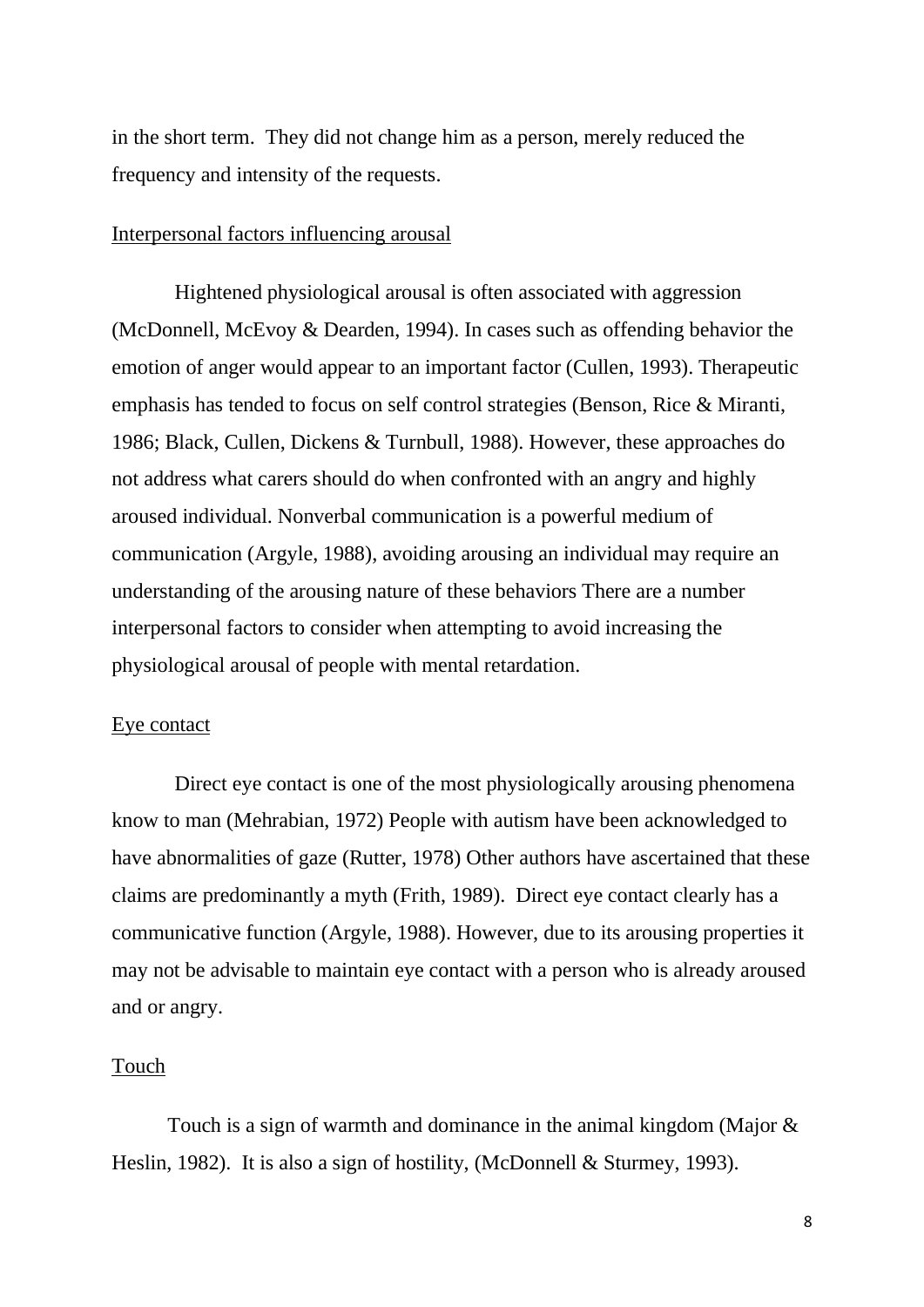in the short term. They did not change him as a person, merely reduced the frequency and intensity of the requests.

## Interpersonal factors influencing arousal

Hightened physiological arousal is often associated with aggression (McDonnell, McEvoy & Dearden, 1994). In cases such as offending behavior the emotion of anger would appear to an important factor (Cullen, 1993). Therapeutic emphasis has tended to focus on self control strategies (Benson, Rice & Miranti, 1986; Black, Cullen, Dickens & Turnbull, 1988). However, these approaches do not address what carers should do when confronted with an angry and highly aroused individual. Nonverbal communication is a powerful medium of communication (Argyle, 1988), avoiding arousing an individual may require an understanding of the arousing nature of these behaviors There are a number interpersonal factors to consider when attempting to avoid increasing the physiological arousal of people with mental retardation.

## Eye contact

Direct eye contact is one of the most physiologically arousing phenomena know to man (Mehrabian, 1972) People with autism have been acknowledged to have abnormalities of gaze (Rutter, 1978) Other authors have ascertained that these claims are predominantly a myth (Frith, 1989). Direct eye contact clearly has a communicative function (Argyle, 1988). However, due to its arousing properties it may not be advisable to maintain eye contact with a person who is already aroused and or angry.

## Touch

Touch is a sign of warmth and dominance in the animal kingdom (Major & Heslin, 1982). It is also a sign of hostility, (McDonnell & Sturmey, 1993).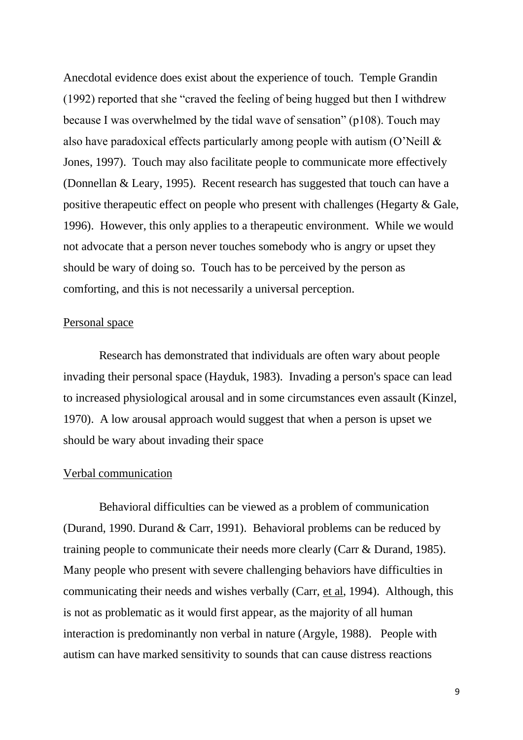Anecdotal evidence does exist about the experience of touch. Temple Grandin (1992) reported that she "craved the feeling of being hugged but then I withdrew because I was overwhelmed by the tidal wave of sensation" (p108). Touch may also have paradoxical effects particularly among people with autism (O'Neill & Jones, 1997). Touch may also facilitate people to communicate more effectively (Donnellan & Leary, 1995). Recent research has suggested that touch can have a positive therapeutic effect on people who present with challenges (Hegarty & Gale, 1996). However, this only applies to a therapeutic environment. While we would not advocate that a person never touches somebody who is angry or upset they should be wary of doing so. Touch has to be perceived by the person as comforting, and this is not necessarily a universal perception.

<u>Personal space</u>

Research has demonstrated that individuals are often wary about people invading their personal space (Hayduk, 1983). Invading a person's space can lead to increased physiological arousal and in some circumstances even assault (Kinzel, 1970). A low arousal approach would suggest that when a person is upset we should be wary about invading their space

<u>Verbal communication</u>

Behavioral difficulties can be viewed as a problem of communication (Durand, 1990. Durand & Carr, 1991). Behavioral problems can be reduced by training people to communicate their needs more clearly (Carr & Durand, 1985). Many people who present with severe challenging behaviors have difficulties in communicating their needs and wishes verbally (Carr, <u>et al</u>, 1994). Although, this is not as problematic as it would first appear, as the majority of all human interaction is predominantly non verbal in nature (Argyle, 1988). People with autism can have marked sensitivity to sounds that can cause distress reactions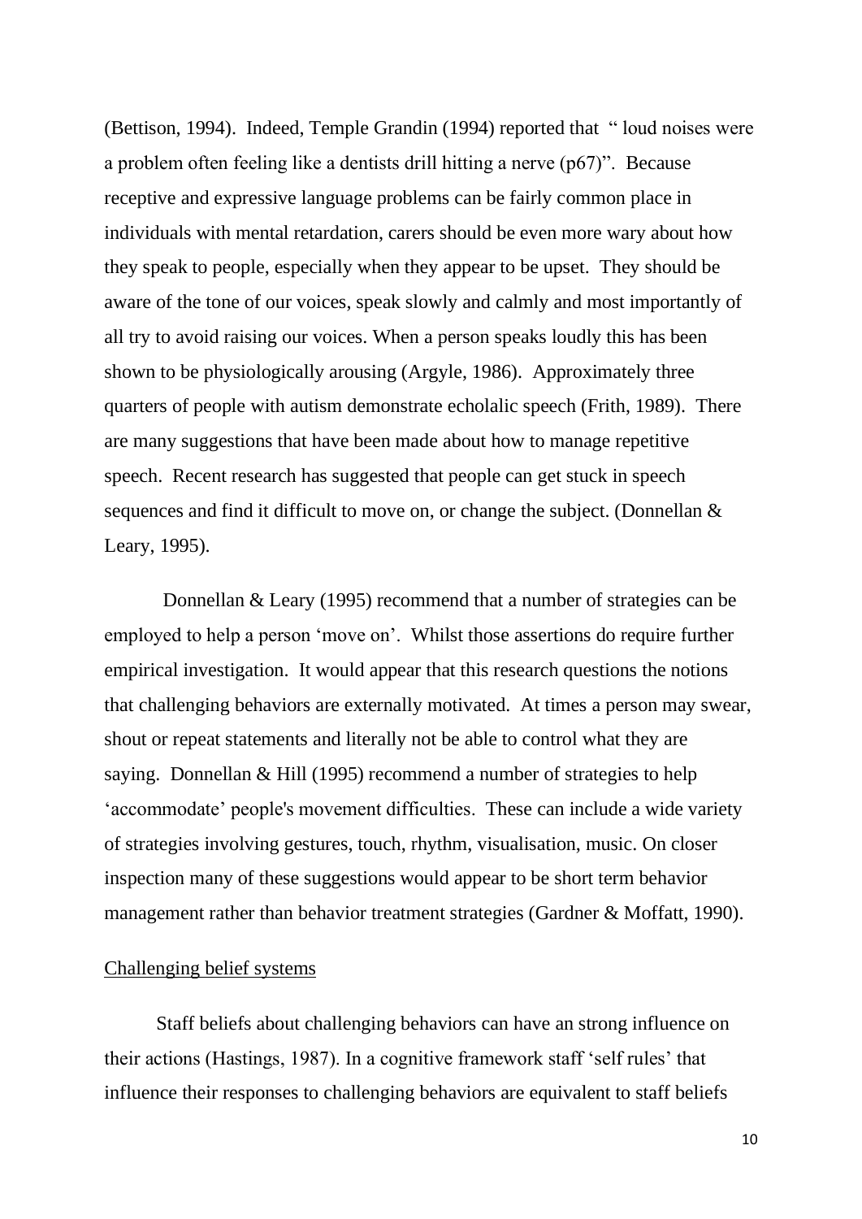(Bettison, 1994). Indeed, Temple Grandin (1994) reported that " loud noises were a problem often feeling like a dentists drill hitting a nerve (p67)". Because receptive and expressive language problems can be fairly common place in individuals with mental retardation, carers should be even more wary about how they speak to people, especially when they appear to be upset. They should be aware of the tone of our voices, speak slowly and calmly and most importantly of all try to avoid raising our voices. When a person speaks loudly this has been shown to be physiologically arousing (Argyle, 1986). Approximately three quarters of people with autism demonstrate echolalic speech (Frith, 1989). There are many suggestions that have been made about how to manage repetitive speech. Recent research has suggested that people can get stuck in speech sequences and find it difficult to move on, or change the subject. (Donnellan & Leary, 1995).

Donnellan & Leary (1995) recommend that a number of strategies can be employed to help a person 'move on'. Whilst those assertions do require further empirical investigation. It would appear that this research questions the notions that challenging behaviors are externally motivated. At times a person may swear, shout or repeat statements and literally not be able to control what they are saying. Donnellan & Hill (1995) recommend a number of strategies to help 'accommodate' people's movement difficulties. These can include a wide variety of strategies involving gestures, touch, rhythm, visualisation, music. On closer inspection many of these suggestions would appear to be short term behavior management rather than behavior treatment strategies (Gardner & Moffatt, 1990).

## Challenging belief systems

Staff beliefs about challenging behaviors can have an strong influence on their actions (Hastings, 1987). In a cognitive framework staff 'self rules' that influence their responses to challenging behaviors are equivalent to staff beliefs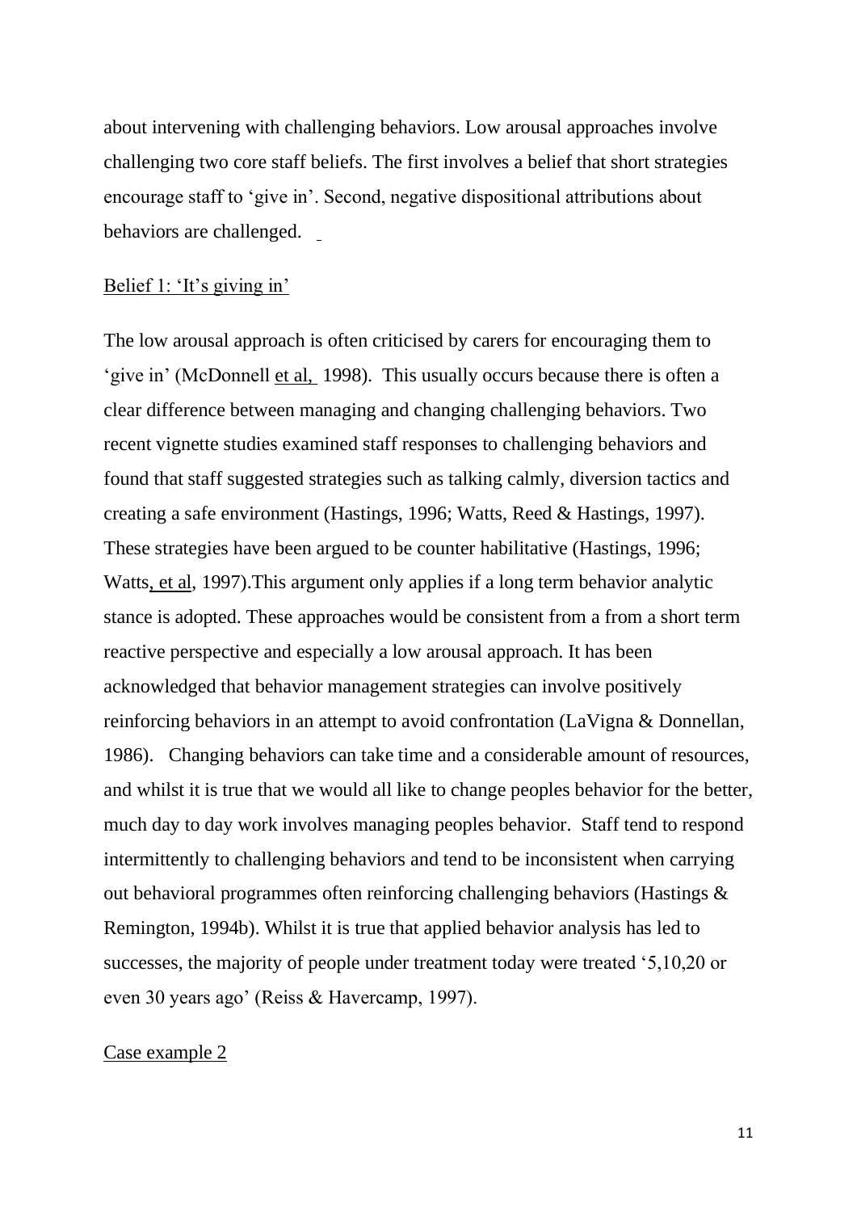about intervening with challenging behaviors. Low arousal approaches involve challenging two core staff beliefs. The first involves a belief that short strategies encourage staff to 'give in'. Second, negative dispositional attributions about behaviors are challenged.

## Belief 1: 'It's giving in'

The low arousal approach is often criticised by carers for encouraging them to 'give in' (McDonnell et al, 1998). This usually occurs because there is often a clear difference between managing and changing challenging behaviors. Two recent vignette studies examined staff responses to challenging behaviors and found that staff suggested strategies such as talking calmly, diversion tactics and creating a safe environment (Hastings, 1996; Watts, Reed & Hastings, 1997). These strategies have been argued to be counter habilitative (Hastings, 1996; Watts, et al, 1997).This argument only applies if a long term behavior analytic stance is adopted. These approaches would be consistent from a from a short term reactive perspective and especially a low arousal approach. It has been acknowledged that behavior management strategies can involve positively reinforcing behaviors in an attempt to avoid confrontation (LaVigna & Donnellan, 1986). Changing behaviors can take time and a considerable amount of resources, and whilst it is true that we would all like to change peoples behavior for the better, much day to day work involves managing peoples behavior. Staff tend to respond intermittently to challenging behaviors and tend to be inconsistent when carrying out behavioral programmes often reinforcing challenging behaviors (Hastings & Remington, 1994b). Whilst it is true that applied behavior analysis has led to successes, the majority of people under treatment today were treated '5,10,20 or even 30 years ago' (Reiss & Havercamp, 1997).

## Case example 2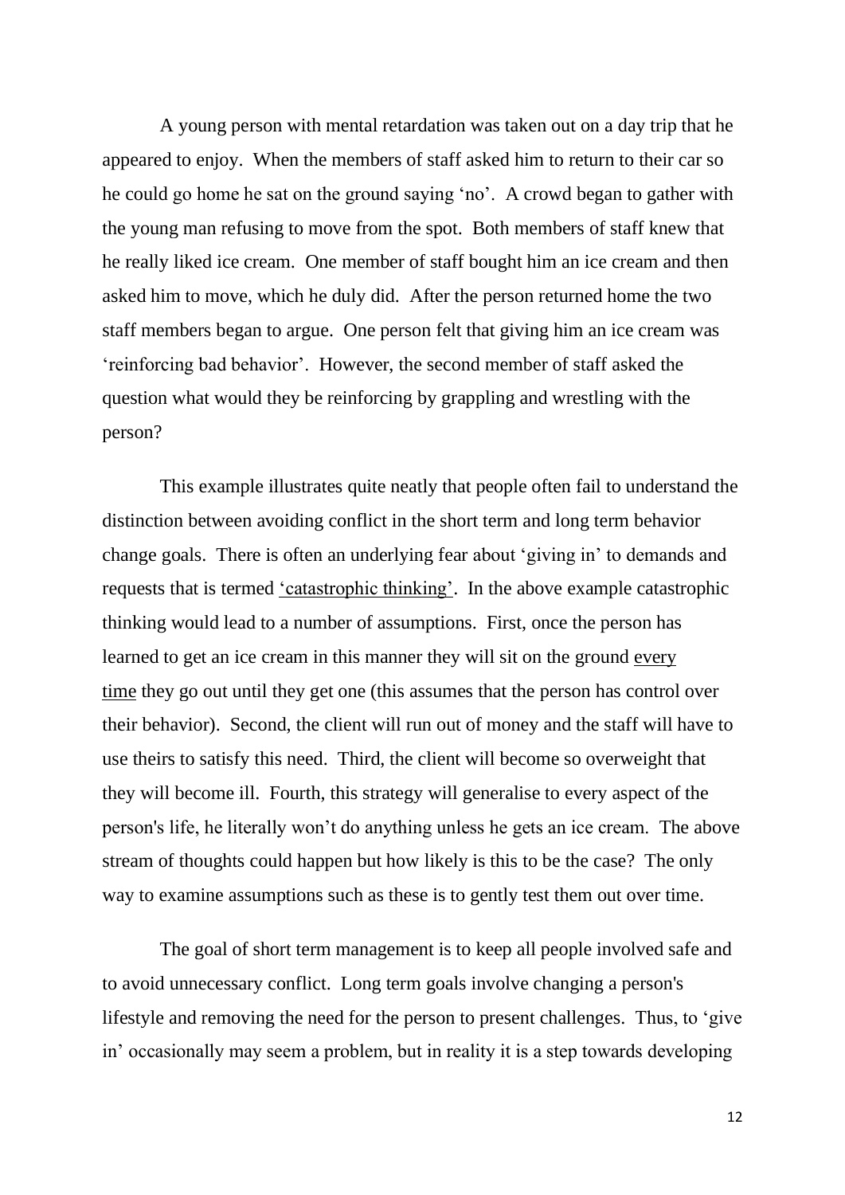A young person with mental retardation was taken out on a day trip that he appeared to enjoy. When the members of staff asked him to return to their car so he could go home he sat on the ground saying 'no'. A crowd began to gather with the young man refusing to move from the spot. Both members of staff knew that he really liked ice cream. One member of staff bought him an ice cream and then asked him to move, which he duly did. After the person returned home the two staff members began to argue. One person felt that giving him an ice cream was 'reinforcing bad behavior'. However, the second member of staff asked the question what would they be reinforcing by grappling and wrestling with the person?

This example illustrates quite neatly that people often fail to understand the distinction between avoiding conflict in the short term and long term behavior change goals. There is often an underlying fear about 'giving in' to demands and requests that is termed <u>'catastrophic thinking'</u>. In the above example catastrophic thinking would lead to a number of assumptions. First, once the person has learned to get an ice cream in this manner they will sit on the ground <u>every time</u> they go out until they get one (this assumes that the person has control over their behavior). Second, the client will run out of money and the staff will have to use theirs to satisfy this need. Third, the client will become so overweight that they will become ill. Fourth, this strategy will generalise to every aspect of the person's life, he literally won't do anything unless he gets an ice cream. The above stream of thoughts could happen but how likely is this to be the case? The only way to examine assumptions such as these is to gently test them out over time.

The goal of short term management is to keep all people involved safe and to avoid unnecessary conflict. Long term goals involve changing a person's lifestyle and removing the need for the person to present challenges. Thus, to 'give in' occasionally may seem a problem, but in reality it is a step towards developing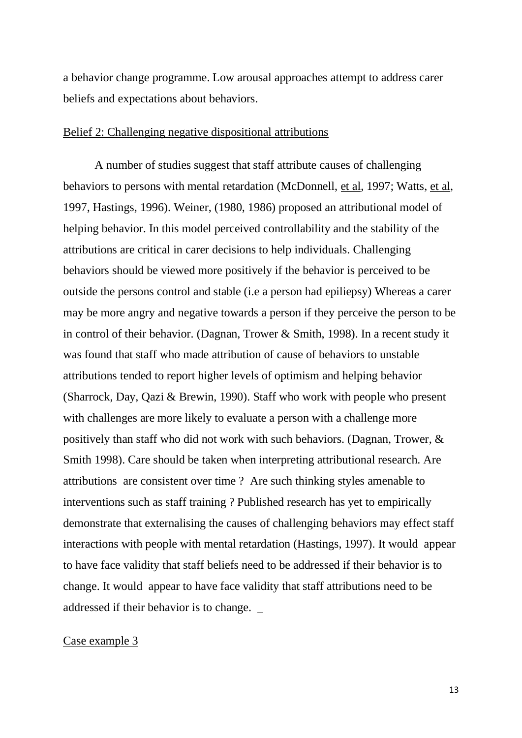a behavior change programme. Low arousal approaches attempt to address carer beliefs and expectations about behaviors.

<u>Belief 2: Challenging negative dispositional attributions</u>

A number of studies suggest that staff attribute causes of challenging behaviors to persons with mental retardation (McDonnell, <u>et al</u>, 1997; Watts, <u>et al</u>, 1997, Hastings, 1996). Weiner, (1980, 1986) proposed an attributional model of helping behavior. In this model perceived controllability and the stability of the attributions are critical in carer decisions to help individuals. Challenging behaviors should be viewed more positively if the behavior is perceived to be outside the persons control and stable (i.e a person had epiliepsy) Whereas a carer may be more angry and negative towards a person if they perceive the person to be in control of their behavior. (Dagnan, Trower & Smith, 1998). In a recent study it was found that staff who made attribution of cause of behaviors to unstable attributions tended to report higher levels of optimism and helping behavior (Sharrock, Day, Qazi & Brewin, 1990). Staff who work with people who present with challenges are more likely to evaluate a person with a challenge more positively than staff who did not work with such behaviors. (Dagnan, Trower, & Smith 1998). Care should be taken when interpreting attributional research. Are attributions are consistent over time ? Are such thinking styles amenable to interventions such as staff training ? Published research has yet to empirically demonstrate that externalising the causes of challenging behaviors may effect staff interactions with people with mental retardation (Hastings, 1997). It would appear to have face validity that staff beliefs need to be addressed if their behavior is to change. It would appear to have face validity that staff attributions need to be addressed if their behavior is to change.

<u>Case example 3</u>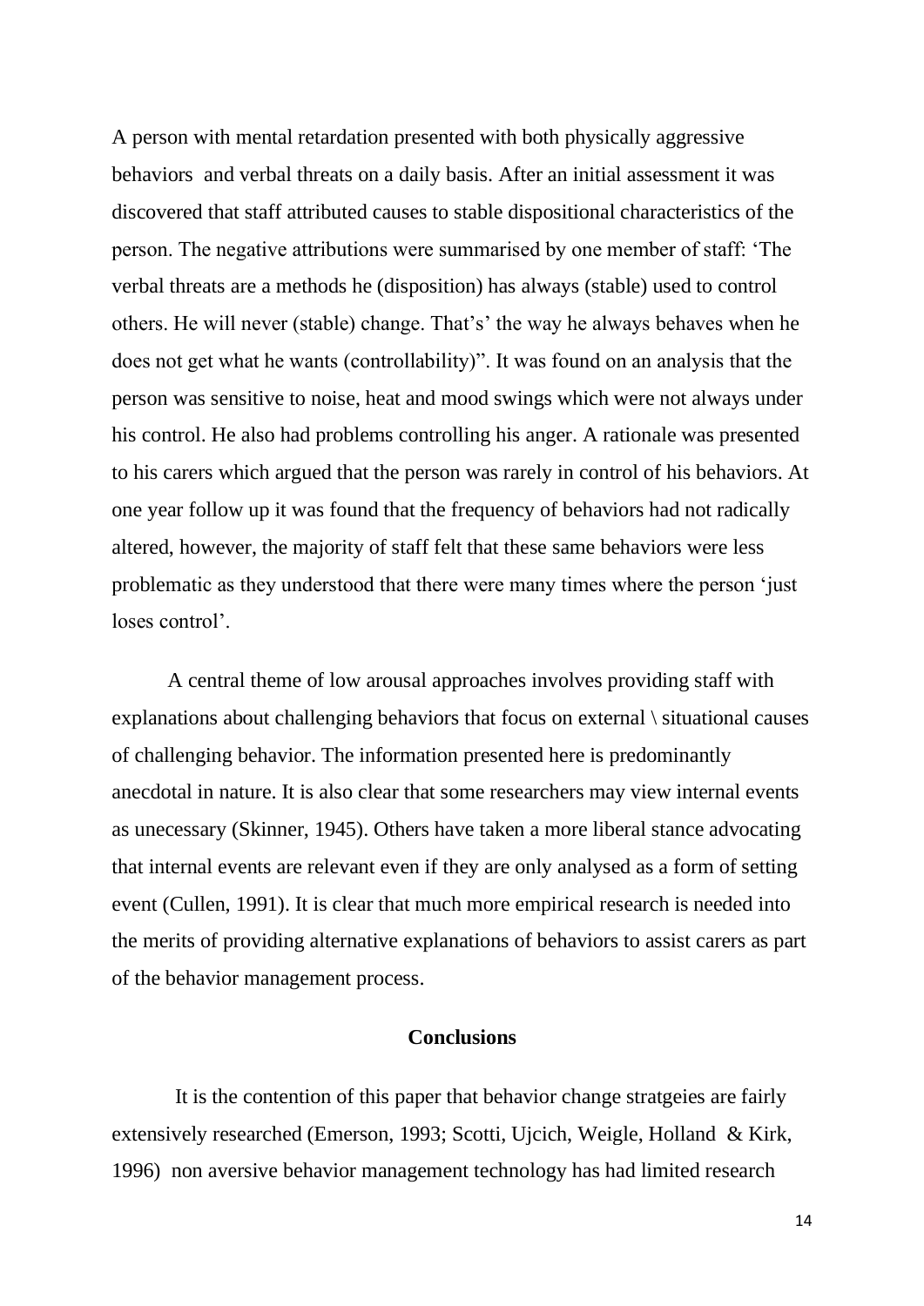A person with mental retardation presented with both physically aggressive behaviors  and verbal threats on a daily basis. After an initial assessment it was discovered that staff attributed causes to stable dispositional characteristics of the person. The negative attributions were summarised by one member of staff: 'The verbal threats are a methods he (disposition) has always (stable) used to control others. He will never (stable) change. That's' the way he always behaves when he does not get what he wants (controllability)". It was found on an analysis that the person was sensitive to noise, heat and mood swings which were not always under his control. He also had problems controlling his anger. A rationale was presented to his carers which argued that the person was rarely in control of his behaviors. At one year follow up it was found that the frequency of behaviors had not radically altered, however, the majority of staff felt that these same behaviors were less problematic as they understood that there were many times where the person 'just loses control'.

A central theme of low arousal approaches involves providing staff with explanations about challenging behaviors that focus on external \ situational causes of challenging behavior. The information presented here is predominantly anecdotal in nature. It is also clear that some researchers may view internal events as unecessary (Skinner, 1945). Others have taken a more liberal stance advocating that internal events are relevant even if they are only analysed as a form of setting event (Cullen, 1991). It is clear that much more empirical research is needed into the merits of providing alternative explanations of behaviors to assist carers as part of the behavior management process.

## Conclusions

It is the contention of this paper that behavior change stratgeies are fairly extensively researched (Emerson, 1993; Scotti, Ujcich, Weigle, Holland  & Kirk, 1996)  non aversive behavior management technology has had limited research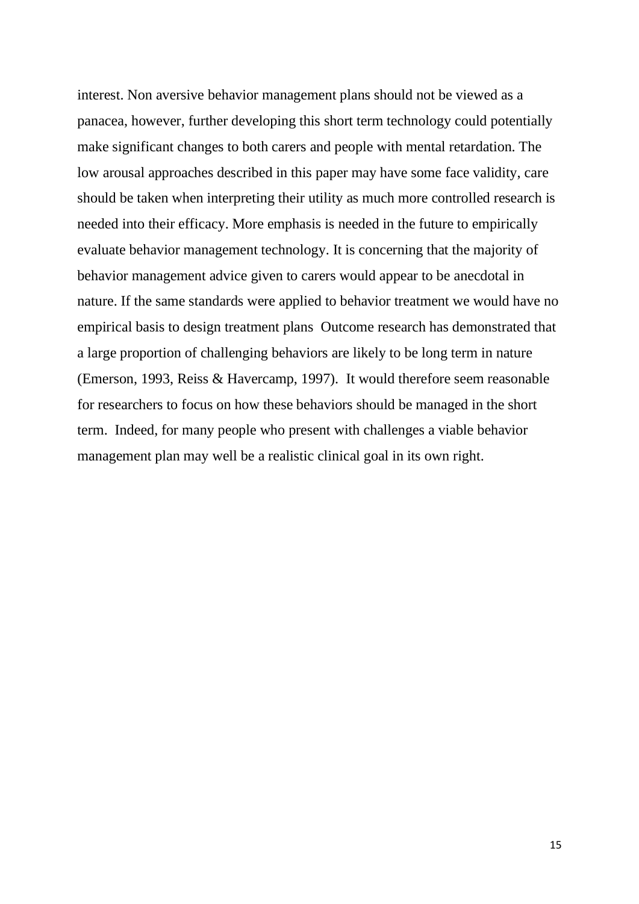interest. Non aversive behavior management plans should not be viewed as a panacea, however, further developing this short term technology could potentially make significant changes to both carers and people with mental retardation. The low arousal approaches described in this paper may have some face validity, care should be taken when interpreting their utility as much more controlled research is needed into their efficacy. More emphasis is needed in the future to empirically evaluate behavior management technology. It is concerning that the majority of behavior management advice given to carers would appear to be anecdotal in nature. If the same standards were applied to behavior treatment we would have no empirical basis to design treatment plans Outcome research has demonstrated that a large proportion of challenging behaviors are likely to be long term in nature (Emerson, 1993, Reiss & Havercamp, 1997). It would therefore seem reasonable for researchers to focus on how these behaviors should be managed in the short term. Indeed, for many people who present with challenges a viable behavior management plan may well be a realistic clinical goal in its own right.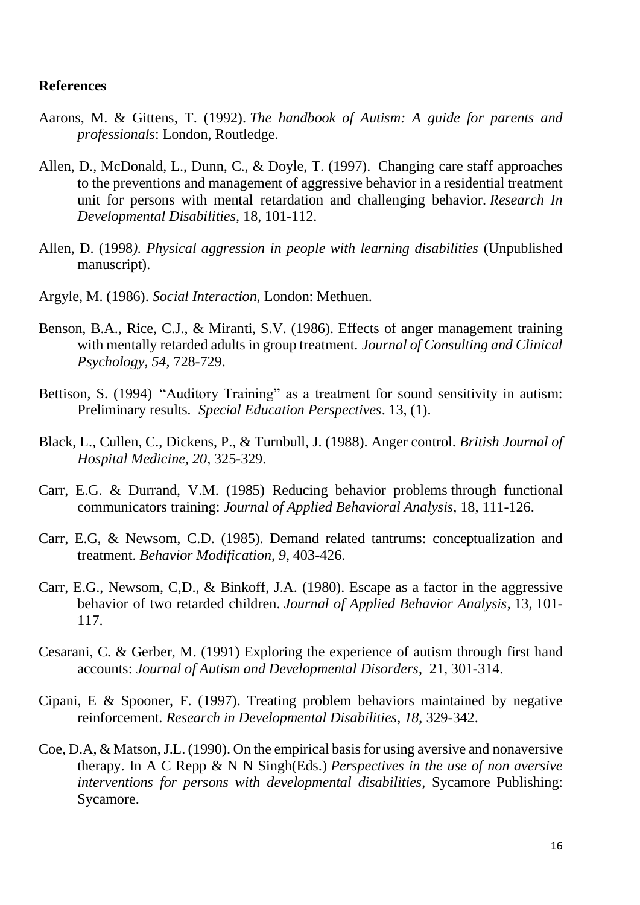**References**

Aarons, M. & Gittens, T. (1992). *The handbook of Autism: A guide for parents and professionals*: London, Routledge.

Allen, D., McDonald, L., Dunn, C., & Doyle, T. (1997). Changing care staff approaches to the preventions and management of aggressive behavior in a residential treatment unit for persons with mental retardation and challenging behavior. *Research In Developmental Disabilities*, 18, 101-112.

Allen, D. (1998*). Physical aggression in people with learning disabilities* (Unpublished manuscript).

Argyle, M. (1986). *Social Interaction*, London: Methuen.

Benson, B.A., Rice, C.J., & Miranti, S.V. (1986). Effects of anger management training with mentally retarded adults in group treatment. *Journal of Consulting and Clinical Psychology, 54*, 728-729.

Bettison, S. (1994) "Auditory Training" as a treatment for sound sensitivity in autism: Preliminary results. *Special Education Perspectives*. 13, (1).

Black, L., Cullen, C., Dickens, P., & Turnbull, J. (1988). Anger control. *British Journal of Hospital Medicine, 20*, 325-329.

Carr, E.G. & Durrand, V.M. (1985) Reducing behavior problems through functional communicators training: *Journal of Applied Behavioral Analysis*, 18, 111-126.

Carr, E.G, & Newsom, C.D. (1985). Demand related tantrums: conceptualization and treatment. *Behavior Modification, 9*, 403-426.

Carr, E.G., Newsom, C,D., & Binkoff, J.A. (1980). Escape as a factor in the aggressive behavior of two retarded children. *Journal of Applied Behavior Analysis*, 13, 101-117.

Cesarani, C. & Gerber, M. (1991) Exploring the experience of autism through first hand accounts: *Journal of Autism and Developmental Disorders*, 21, 301-314.

Cipani, E & Spooner, F. (1997). Treating problem behaviors maintained by negative reinforcement. *Research in Developmental Disabilities, 18*, 329-342.

Coe, D.A, & Matson, J.L. (1990). On the empirical basis for using aversive and nonaversive therapy. In A C Repp & N N Singh(Eds.) *Perspectives in the use of non aversive interventions for persons with developmental disabilities*, Sycamore Publishing: Sycamore.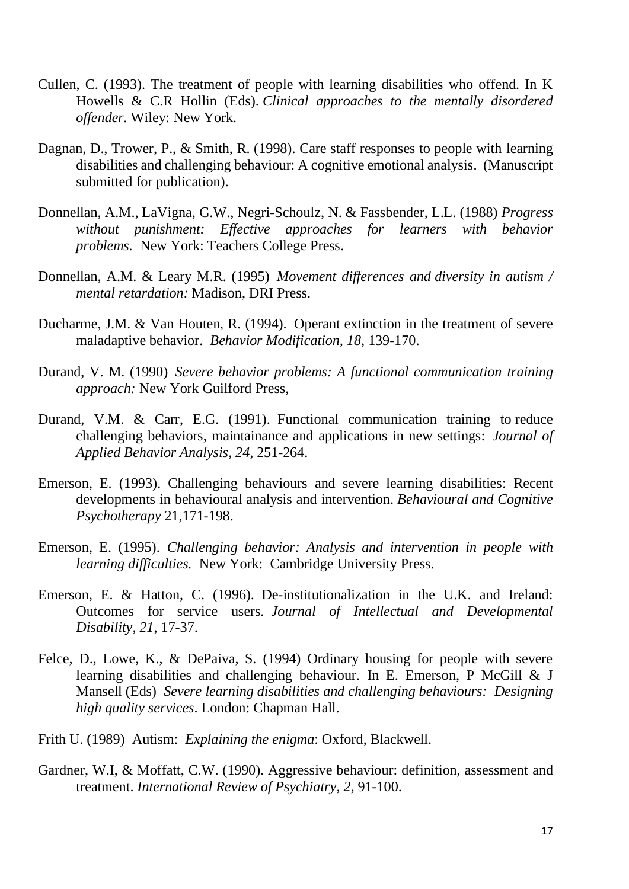Cullen, C. (1993). The treatment of people with learning disabilities who offend. In K Howells & C.R Hollin (Eds). *Clinical approaches to the mentally disordered offender*. Wiley: New York.

Dagnan, D., Trower, P., & Smith, R. (1998). Care staff responses to people with learning disabilities and challenging behaviour: A cognitive emotional analysis. (Manuscript submitted for publication).

Donnellan, A.M., LaVigna, G.W., Negri-Schoulz, N. & Fassbender, L.L. (1988) *Progress without punishment: Effective approaches for learners with behavior problems.* New York: Teachers College Press.

Donnellan, A.M. & Leary M.R. (1995) *Movement differences and diversity in autism / mental retardation:* Madison, DRI Press.

Ducharme, J.M. & Van Houten, R. (1994). Operant extinction in the treatment of severe maladaptive behavior. *Behavior Modification, 18*, 139-170.

Durand, V. M. (1990) *Severe behavior problems: A functional communication training approach:* New York Guilford Press,

Durand, V.M. & Carr, E.G. (1991). Functional communication training to reduce challenging behaviors, maintainance and applications in new settings: *Journal of Applied Behavior Analysis, 24,* 251-264.

Emerson, E. (1993). Challenging behaviours and severe learning disabilities: Recent developments in behavioural analysis and intervention. *Behavioural and Cognitive Psychotherapy* 21,171-198.

Emerson, E. (1995). *Challenging behavior: Analysis and intervention in people with learning difficulties.* New York: Cambridge University Press.

Emerson, E. & Hatton, C. (1996). De-institutionalization in the U.K. and Ireland: Outcomes for service users. *Journal of Intellectual and Developmental Disability, 21*, 17-37.

Felce, D., Lowe, K., & DePaiva, S. (1994) Ordinary housing for people with severe learning disabilities and challenging behaviour. In E. Emerson, P McGill & J Mansell (Eds) *Severe learning disabilities and challenging behaviours: Designing high quality services*. London: Chapman Hall.

Frith U. (1989) Autism: *Explaining the enigma*: Oxford, Blackwell.

Gardner, W.I, & Moffatt, C.W. (1990). Aggressive behaviour: definition, assessment and treatment. *International Review of Psychiatry, 2*, 91-100.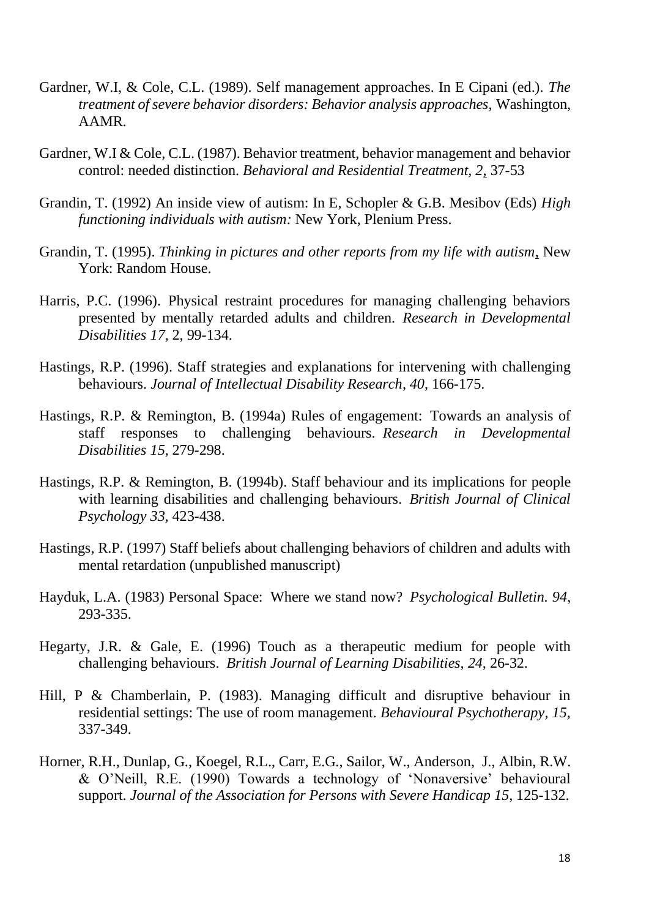Gardner, W.I, & Cole, C.L. (1989). Self management approaches. In E Cipani (ed.). *The treatment of severe behavior disorders: Behavior analysis approaches,* Washington, AAMR.

Gardner, W.I & Cole, C.L. (1987). Behavior treatment, behavior management and behavior control: needed distinction. *Behavioral and Residential Treatment, 2*, 37-53

Grandin, T. (1992) An inside view of autism: In E, Schopler & G.B. Mesibov (Eds) *High functioning individuals with autism:* New York, Plenium Press.

Grandin, T. (1995). *Thinking in pictures and other reports from my life with autism*, New York: Random House.

Harris, P.C. (1996). Physical restraint procedures for managing challenging behaviors presented by mentally retarded adults and children. *Research in Developmental Disabilities 17,* 2, 99-134.

Hastings, R.P. (1996). Staff strategies and explanations for intervening with challenging behaviours. *Journal of Intellectual Disability Research, 40*, 166-175.

Hastings, R.P. & Remington, B. (1994a) Rules of engagement: Towards an analysis of staff responses to challenging behaviours. *Research in Developmental Disabilities 15*, 279-298.

Hastings, R.P. & Remington, B. (1994b). Staff behaviour and its implications for people with learning disabilities and challenging behaviours. *British Journal of Clinical Psychology 33*, 423-438.

Hastings, R.P. (1997) Staff beliefs about challenging behaviors of children and adults with mental retardation (unpublished manuscript)

Hayduk, L.A. (1983) Personal Space: Where we stand now? *Psychological Bulletin. 94*, 293-335.

Hegarty, J.R. & Gale, E. (1996) Touch as a therapeutic medium for people with challenging behaviours. *British Journal of Learning Disabilities, 24,* 26-32.

Hill, P & Chamberlain, P. (1983). Managing difficult and disruptive behaviour in residential settings: The use of room management. *Behavioural Psychotherapy, 15,* 337-349.

Horner, R.H., Dunlap, G., Koegel, R.L., Carr, E.G., Sailor, W., Anderson, J., Albin, R.W. & O'Neill, R.E. (1990) Towards a technology of 'Nonaversive' behavioural support. *Journal of the Association for Persons with Severe Handicap 15*, 125-132.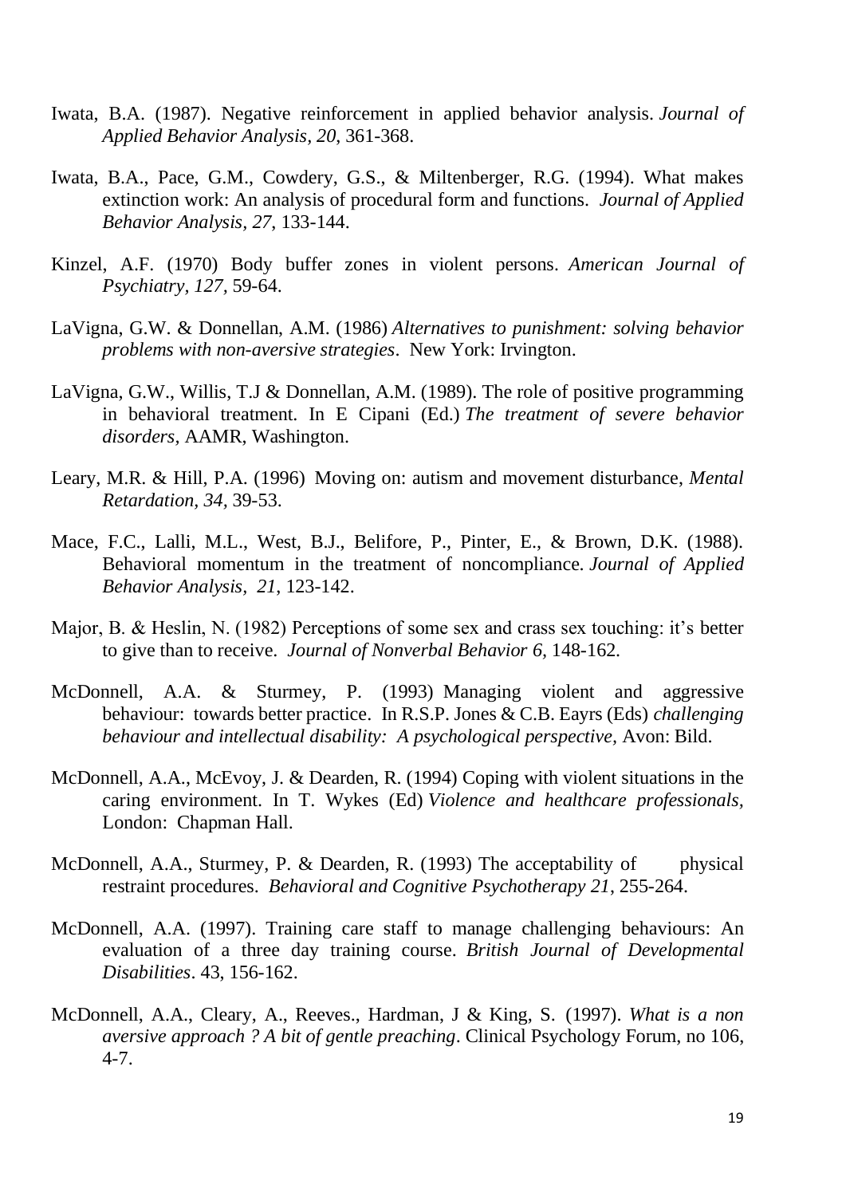Iwata, B.A. (1987). Negative reinforcement in applied behavior analysis. *Journal of Applied Behavior Analysis*, *20*, 361-368.

Iwata, B.A., Pace, G.M., Cowdery, G.S., & Miltenberger, R.G. (1994). What makes extinction work: An analysis of procedural form and functions. *Journal of Applied Behavior Analysis*, *27*, 133-144.

Kinzel, A.F. (1970) Body buffer zones in violent persons. *American Journal of Psychiatry, 127,* 59-64.

LaVigna, G.W. & Donnellan, A.M. (1986) *Alternatives to punishment: solving behavior problems with non-aversive strategies*. New York: Irvington.

LaVigna, G.W., Willis, T.J & Donnellan, A.M. (1989). The role of positive programming in behavioral treatment. In E Cipani (Ed.) *The treatment of severe behavior disorders,* AAMR, Washington.

Leary, M.R. & Hill, P.A. (1996) Moving on: autism and movement disturbance, *Mental Retardation, 34,* 39-53.

Mace, F.C., Lalli, M.L., West, B.J., Belifore, P., Pinter, E., & Brown, D.K. (1988). Behavioral momentum in the treatment of noncompliance. *Journal of Applied Behavior Analysis*, *21*, 123-142.

Major, B. & Heslin, N. (1982) Perceptions of some sex and crass sex touching: it's better to give than to receive. *Journal of Nonverbal Behavior 6,* 148-162.

McDonnell, A.A. & Sturmey, P. (1993) Managing violent and aggressive behaviour: towards better practice. In R.S.P. Jones & C.B. Eayrs (Eds) *challenging behaviour and intellectual disability: A psychological perspective,* Avon: Bild.

McDonnell, A.A., McEvoy, J. & Dearden, R. (1994) Coping with violent situations in the caring environment. In T. Wykes (Ed) *Violence and healthcare professionals*, London: Chapman Hall.

McDonnell, A.A., Sturmey, P. & Dearden, R. (1993) The acceptability of physical restraint procedures. *Behavioral and Cognitive Psychotherapy 21*, 255-264.

McDonnell, A.A. (1997). Training care staff to manage challenging behaviours: An evaluation of a three day training course. *British Journal of Developmental Disabilities*. 43, 156-162.

McDonnell, A.A., Cleary, A., Reeves., Hardman, J & King, S. (1997). *What is a non aversive approach ? A bit of gentle preaching*. Clinical Psychology Forum, no 106, 4-7.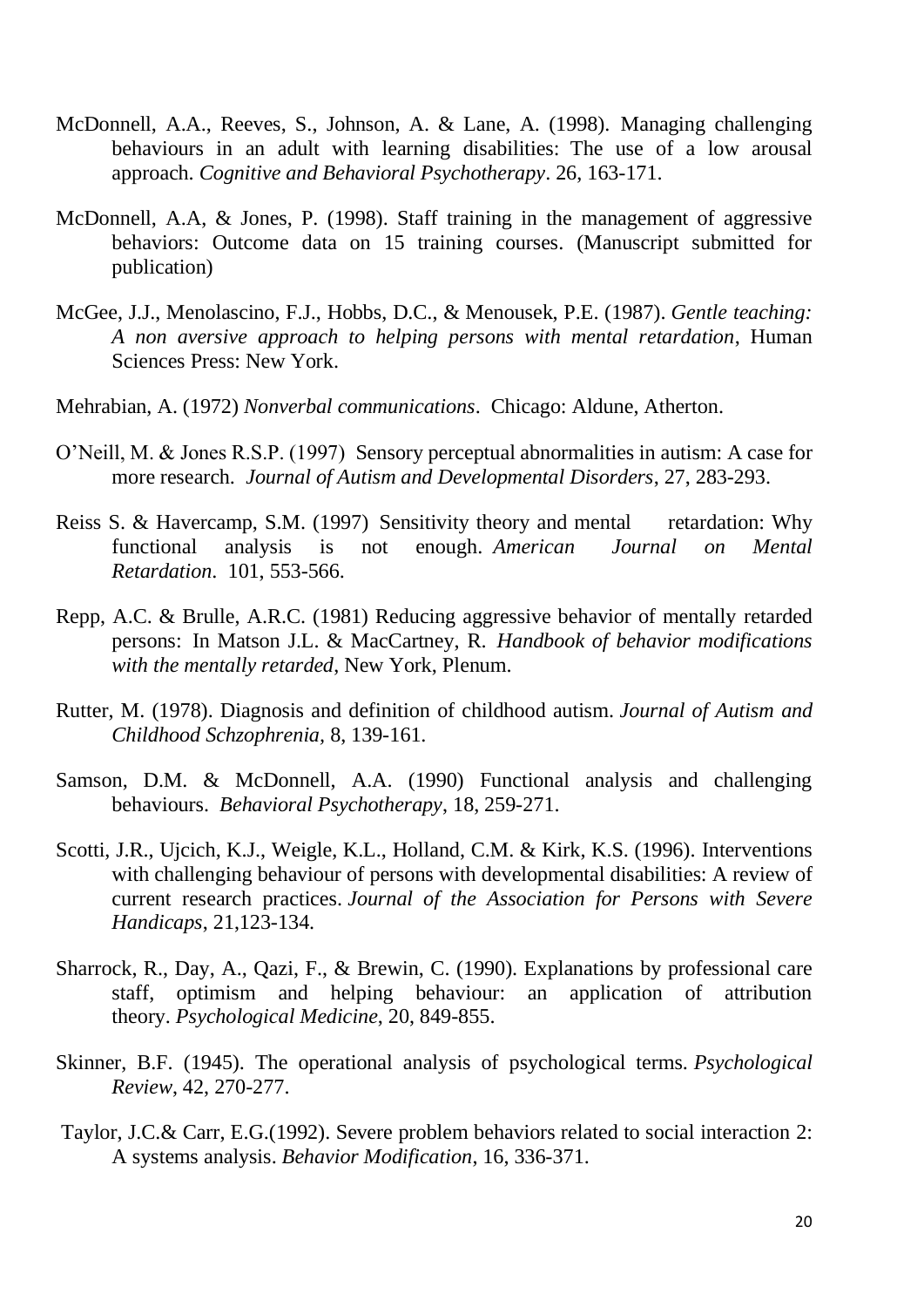McDonnell, A.A., Reeves, S., Johnson, A. & Lane, A. (1998). Managing challenging behaviours in an adult with learning disabilities: The use of a low arousal approach. *Cognitive and Behavioral Psychotherapy*. 26, 163-171.

McDonnell, A.A, & Jones, P. (1998). Staff training in the management of aggressive behaviors: Outcome data on 15 training courses. (Manuscript submitted for publication)

McGee, J.J., Menolascino, F.J., Hobbs, D.C., & Menousek, P.E. (1987). *Gentle teaching: A non aversive approach to helping persons with mental retardation*, Human Sciences Press: New York.

Mehrabian, A. (1972) *Nonverbal communications*. Chicago: Aldune, Atherton.

O'Neill, M. & Jones R.S.P. (1997) Sensory perceptual abnormalities in autism: A case for more research. *Journal of Autism and Developmental Disorders*, 27, 283-293.

Reiss S. & Havercamp, S.M. (1997) Sensitivity theory and mental retardation: Why functional analysis is not enough. *American Journal on Mental Retardation*. 101, 553-566.

Repp, A.C. & Brulle, A.R.C. (1981) Reducing aggressive behavior of mentally retarded persons: In Matson J.L. & MacCartney, R. *Handbook of behavior modifications with the mentally retarded*, New York, Plenum.

Rutter, M. (1978). Diagnosis and definition of childhood autism. *Journal of Autism and Childhood Schzophrenia*, 8, 139-161.

Samson, D.M. & McDonnell, A.A. (1990) Functional analysis and challenging behaviours. *Behavioral Psychotherapy*, 18, 259-271.

Scotti, J.R., Ujcich, K.J., Weigle, K.L., Holland, C.M. & Kirk, K.S. (1996). Interventions with challenging behaviour of persons with developmental disabilities: A review of current research practices. *Journal of the Association for Persons with Severe Handicaps*, 21,123-134.

Sharrock, R., Day, A., Qazi, F., & Brewin, C. (1990). Explanations by professional care staff, optimism and helping behaviour: an application of attribution theory. *Psychological Medicine*, 20, 849-855.

Skinner, B.F. (1945). The operational analysis of psychological terms. *Psychological Review*, 42, 270-277.

Taylor, J.C.& Carr, E.G.(1992). Severe problem behaviors related to social interaction 2: A systems analysis. *Behavior Modification*, 16, 336-371.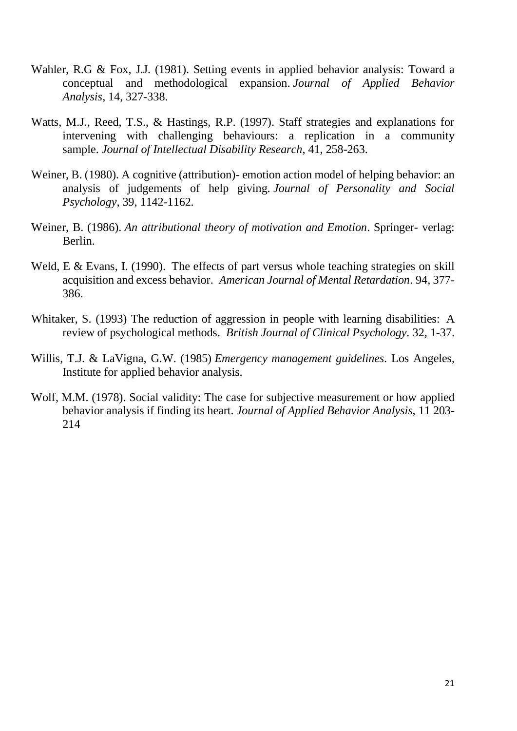Wahler, R.G & Fox, J.J. (1981). Setting events in applied behavior analysis: Toward a conceptual and methodological expansion. *Journal of Applied Behavior Analysis*, 14, 327-338.

Watts, M.J., Reed, T.S., & Hastings, R.P. (1997). Staff strategies and explanations for intervening with challenging behaviours: a replication in a community sample. *Journal of Intellectual Disability Research*, 41, 258-263.

Weiner, B. (1980). A cognitive (attribution)- emotion action model of helping behavior: an analysis of judgements of help giving. *Journal of Personality and Social Psychology*, 39, 1142-1162.

Weiner, B. (1986). *An attributional theory of motivation and Emotion*. Springer- verlag: Berlin.

Weld, E & Evans, I. (1990). The effects of part versus whole teaching strategies on skill acquisition and excess behavior. *American Journal of Mental Retardation*. 94, 377-386.

Whitaker, S. (1993) The reduction of aggression in people with learning disabilities: A review of psychological methods. *British Journal of Clinical Psychology*. 32, 1-37.

Willis, T.J. & LaVigna, G.W. (1985) *Emergency management guidelines*. Los Angeles, Institute for applied behavior analysis.

Wolf, M.M. (1978). Social validity: The case for subjective measurement or how applied behavior analysis if finding its heart. *Journal of Applied Behavior Analysis*, 11 203-214